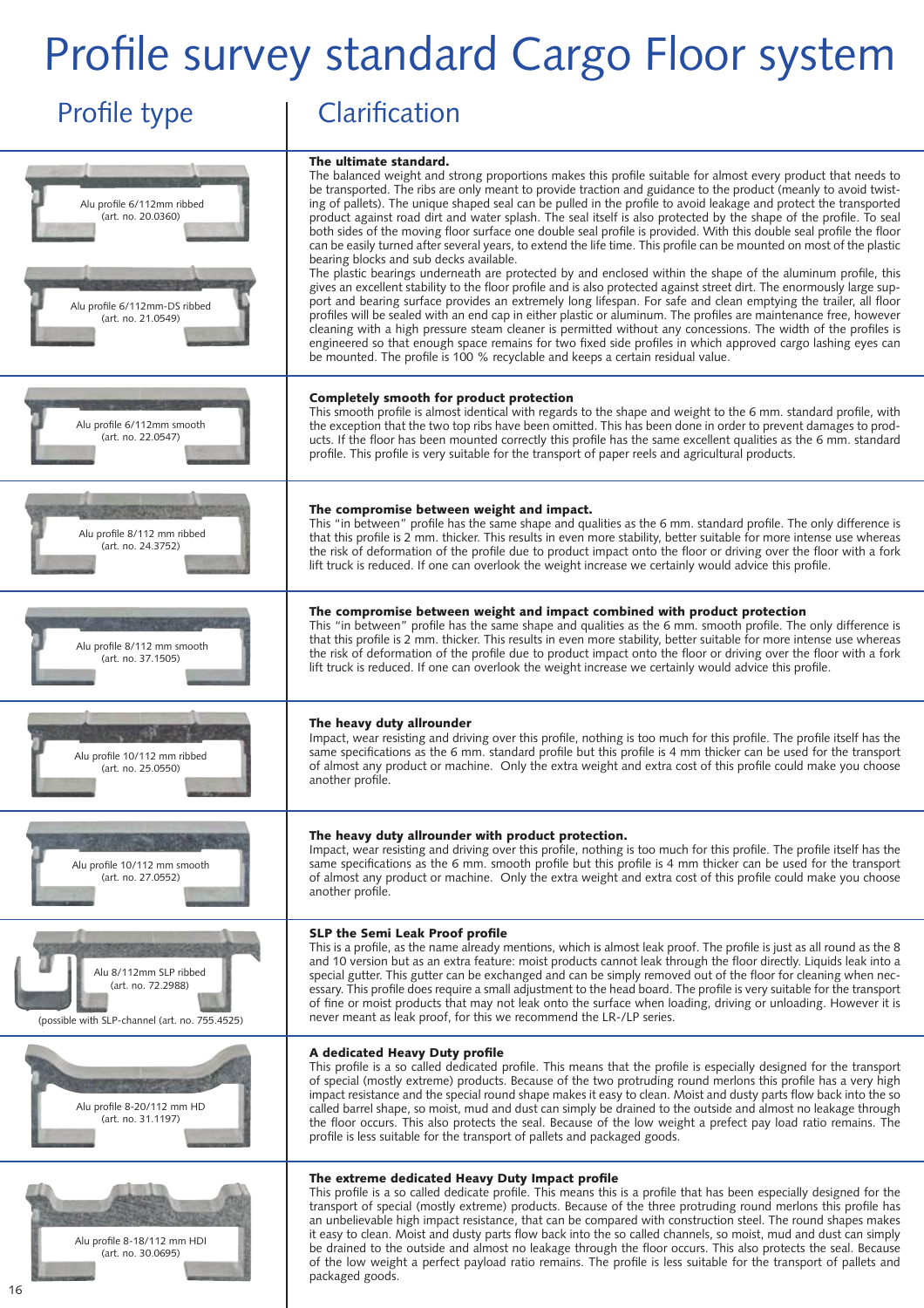# Profile survey standard Cargo Floor system

| Profile type | Clarification |
|---|---|
| Alu profile 6/112mm ribbed (art. no. 20.0360)<br><br>Alu profile 6/112mm-DS ribbed (art. no. 21.0549) | **The ultimate standard.**<br>The balanced weight and strong proportions makes this profile suitable for almost every product that needs to be transported. The ribs are only meant to provide traction and guidance to the product (meanly to avoid twisting of pallets). The unique shaped seal can be pulled in the profile to avoid leakage and protect the transported product against road dirt and water splash. The seal itself is also protected by the shape of the profile. To seal both sides of the moving floor surface one double seal profile is provided. With this double seal profile the floor can be easily turned after several years, to extend the life time. This profile can be mounted on most of the plastic bearing blocks and sub decks available.<br>The plastic bearings underneath are protected by and enclosed within the shape of the aluminum profile, this gives an excellent stability to the floor profile and is also protected against street dirt. The enormously large support and bearing surface provides an extremely long lifespan. For safe and clean emptying the trailer, all floor profiles will be sealed with an end cap in either plastic or aluminum. The profiles are maintenance free, however cleaning with a high pressure steam cleaner is permitted without any concessions. The width of the profiles is engineered so that enough space remains for two fixed side profiles in which approved cargo lashing eyes can be mounted. The profile is 100 % recyclable and keeps a certain residual value. |
| Alu profile 6/112mm smooth (art. no. 22.0547) | **Completely smooth for product protection**<br>This smooth profile is almost identical with regards to the shape and weight to the 6 mm. standard profile, with the exception that the two top ribs have been omitted. This has been done in order to prevent damages to products. If the floor has been mounted correctly this profile has the same excellent qualities as the 6 mm. standard profile. This profile is very suitable for the transport of paper reels and agricultural products. |
| Alu profile 8/112 mm ribbed (art. no. 24.3752) | **The compromise between weight and impact.**<br>This "in between" profile has the same shape and qualities as the 6 mm. standard profile. The only difference is that this profile is 2 mm. thicker. This results in even more stability, better suitable for more intense use whereas the risk of deformation of the profile due to product impact onto the floor or driving over the floor with a fork lift truck is reduced. If one can overlook the weight increase we certainly would advice this profile. |
| Alu profile 8/112 mm smooth (art. no. 37.1505) | **The compromise between weight and impact combined with product protection**<br>This "in between" profile has the same shape and qualities as the 6 mm. smooth profile. The only difference is that this profile is 2 mm. thicker. This results in even more stability, better suitable for more intense use whereas the risk of deformation of the profile due to product impact onto the floor or driving over the floor with a fork lift truck is reduced. If one can overlook the weight increase we certainly would advice this profile. |
| Alu profile 10/112 mm ribbed (art. no. 25.0550) | **The heavy duty allrounder**<br>Impact, wear resisting and driving over this profile, nothing is too much for this profile. The profile itself has the same specifications as the 6 mm. standard profile but this profile is 4 mm thicker can be used for the transport of almost any product or machine. Only the extra weight and extra cost of this profile could make you choose another profile. |
| Alu profile 10/112 mm smooth (art. no. 27.0552) | **The heavy duty allrounder with product protection.**<br>Impact, wear resisting and driving over this profile, nothing is too much for this profile. The profile itself has the same specifications as the 6 mm. smooth profile but this profile is 4 mm thicker can be used for the transport of almost any product or machine. Only the extra weight and extra cost of this profile could make you choose another profile. |
| Alu 8/112mm SLP ribbed (art. no. 72.2988)<br>(possible with SLP-channel (art. no. 755.4525) | **SLP the Semi Leak Proof profile**<br>This is a profile, as the name already mentions, which is almost leak proof. The profile is just as all round as the 8 and 10 version but as an extra feature: moist products cannot leak through the floor directly. Liquids leak into a special gutter. This gutter can be exchanged and can be simply removed out of the floor for cleaning when necessary. This profile does require a small adjustment to the head board. The profile is very suitable for the transport of fine or moist products that may not leak onto the surface when loading, driving or unloading. However it is never meant as leak proof, for this we recommend the LR-/LP series. |
| Alu profile 8-20/112 mm HD (art. no. 31.1197) | **A dedicated Heavy Duty profile**<br>This profile is a so called dedicated profile. This means that the profile is especially designed for the transport of special (mostly extreme) products. Because of the two protruding round merlons this profile has a very high impact resistance and the special round shape makes it easy to clean. Moist and dusty parts flow back into the so called barrel shape, so moist, mud and dust can simply be drained to the outside and almost no leakage through the floor occurs. This also protects the seal. Because of the low weight a prefect pay load ratio remains. The profile is less suitable for the transport of pallets and packaged goods. |
| Alu profile 8-18/112 mm HDI (art. no. 30.0695) | **The extreme dedicated Heavy Duty Impact profile**<br>This profile is a so called dedicate profile. This means this is a profile that has been especially designed for the transport of special (mostly extreme) products. Because of the three protruding round merlons this profile has an unbelievable high impact resistance, that can be compared with construction steel. The round shapes makes it easy to clean. Moist and dusty parts flow back into the so called channels, so moist, mud and dust can simply be drained to the outside and almost no leakage through the floor occurs. This also protects the seal. Because of the low weight a perfect payload ratio remains. The profile is less suitable for the transport of pallets and packaged goods. |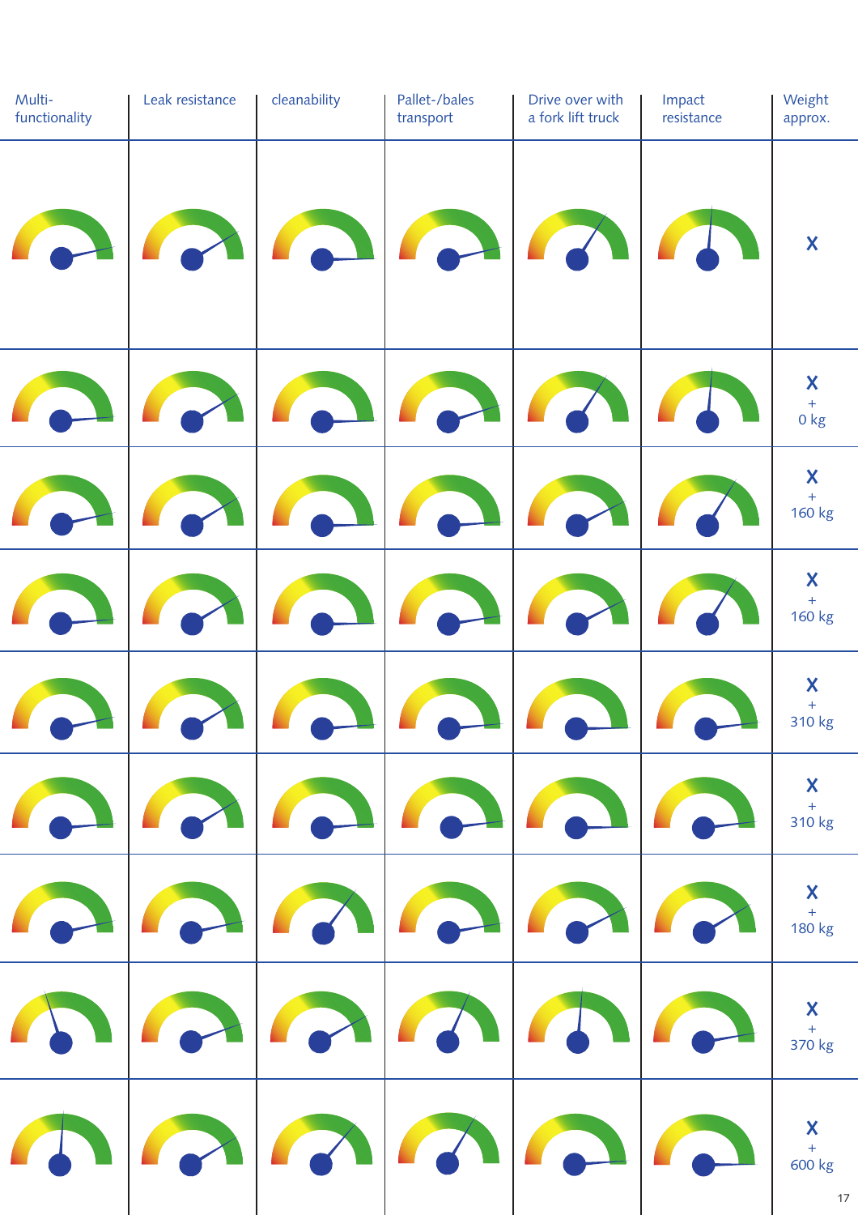| Multi-functionality | Leak resistance | cleanability | Pallet-/bales transport | Drive over with a fork lift truck | Impact resistance | Weight approx. |
|---|---|---|---|---|---|---|
| | | | | | | X |
| | | | | | | X + 0 kg |
| | | | | | | X + 160 kg |
| | | | | | | X + 160 kg |
| | | | | | | X + 310 kg |
| | | | | | | X + 310 kg |
| | | | | | | X + 180 kg |
| | | | | | | X + 370 kg |
| | | | | | | X + 600 kg |